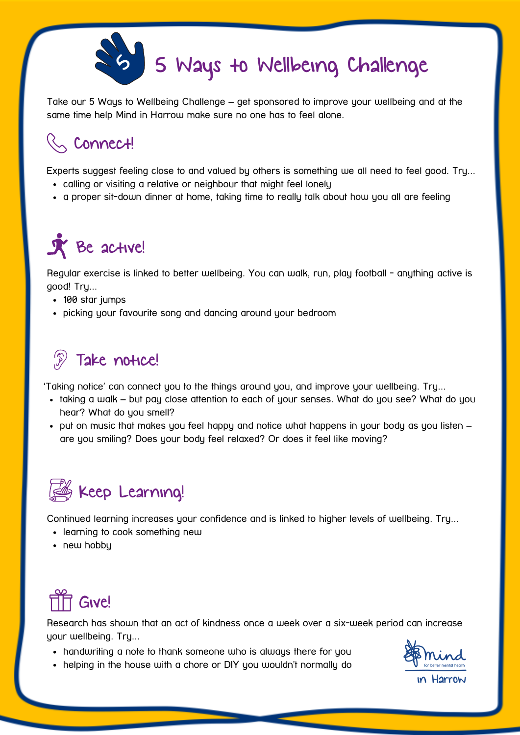# 5 Ways to Wellbeing Challenge

Take our 5 Ways to Wellbeing Challenge – get sponsored to improve your wellbeing and at the same time help Mind in Harrow make sure no one has to feel alone.

## Connect!

Experts suggest feeling close to and valued by others is something we all need to feel good. Try...

- calling or visiting a relative or neighbour that might feel lonely
- a proper sit-down dinner at home, taking time to really talk about how you all are feeling

## Be active!

Regular exercise is linked to better wellbeing. You can walk, run, play football - anything active is good! Try...

- 100 star jumps
- picking your favourite song and dancing around your bedroom

## Take notice!

'Taking notice' can connect you to the things around you, and improve your wellbeing. Try...

- taking a walk – but pay close attention to each of your senses. What do you see? What do you hear? What do you smell?
- put on music that makes you feel happy and notice what happens in your body as you listen – are you smiling? Does your body feel relaxed? Or does it feel like moving?

## Keep Learning!

Continued learning increases your confidence and is linked to higher levels of wellbeing. Try...

- learning to cook something new
- new hobby

## Give!

Research has shown that an act of kindness once a week over a six-week period can increase your wellbeing. Try...

- handwriting a note to thank someone who is always there for you
- helping in the house with a chore or DIY you wouldn't normally do

mind for better mental health in Harrow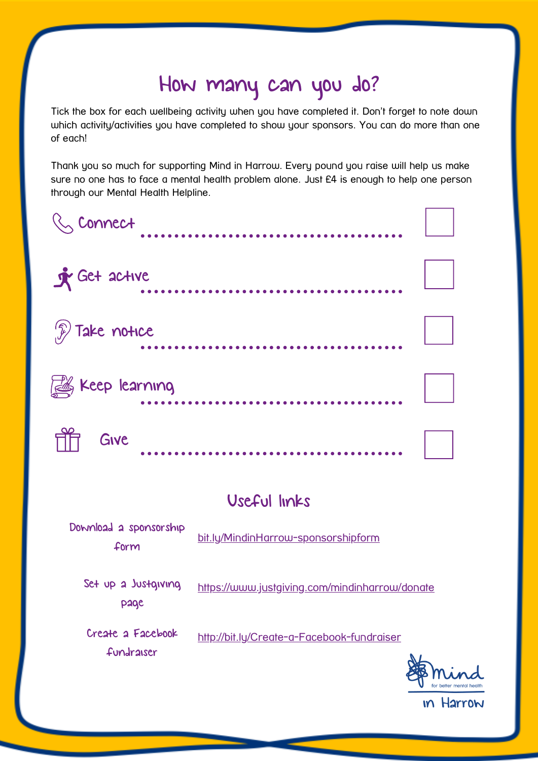# How many can you do?

Tick the box for each wellbeing activity when you have completed it. Don't forget to note down which activity/activities you have completed to show your sponsors. You can do more than one of each!

Thank you so much for supporting Mind in Harrow. Every pound you raise will help us make sure no one has to face a mental health problem alone. Just £4 is enough to help one person through our Mental Health Helpline.

- Connect .......................................... ☐
- Get active .......................................... ☐
- Take notice .......................................... ☐
- Keep learning .......................................... ☐
- Give .......................................... ☐

## Useful links

| | |
|---|---|
| Download a sponsorship form | bit.ly/MindinHarrow-sponsorshipform |
| Set up a Justgiving page | https://www.justgiving.com/mindinharrow/donate |
| Create a Facebook fundraiser | http://bit.ly/Create-a-Facebook-fundraiser |

Mind for better mental health in Harrow